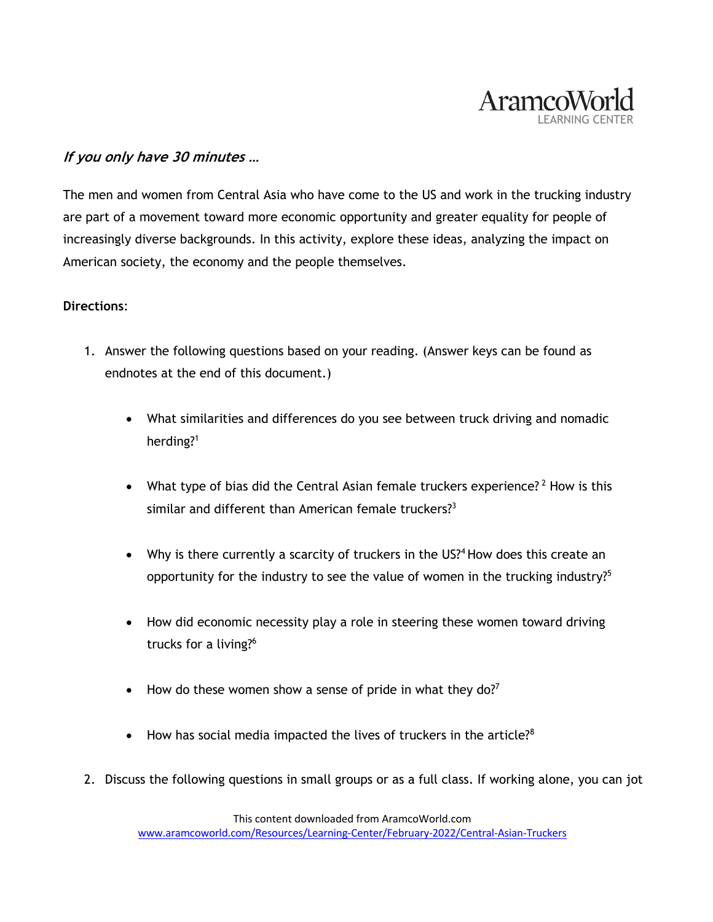AramcoWorld
LEARNING CENTER

*If you only have 30 minutes …*

The men and women from Central Asia who have come to the US and work in the trucking industry are part of a movement toward more economic opportunity and greater equality for people of increasingly diverse backgrounds. In this activity, explore these ideas, analyzing the impact on American society, the economy and the people themselves.

**Directions**:

1. Answer the following questions based on your reading. (Answer keys can be found as endnotes at the end of this document.)

   - What similarities and differences do you see between truck driving and nomadic herding?[1]
   - What type of bias did the Central Asian female truckers experience?[2] How is this similar and different than American female truckers?[3]
   - Why is there currently a scarcity of truckers in the US?[4] How does this create an opportunity for the industry to see the value of women in the trucking industry?[5]
   - How did economic necessity play a role in steering these women toward driving trucks for a living?[6]
   - How do these women show a sense of pride in what they do?[7]
   - How has social media impacted the lives of truckers in the article?[8]

2. Discuss the following questions in small groups or as a full class. If working alone, you can jot

This content downloaded from AramcoWorld.com
www.aramcoworld.com/Resources/Learning-Center/February-2022/Central-Asian-Truckers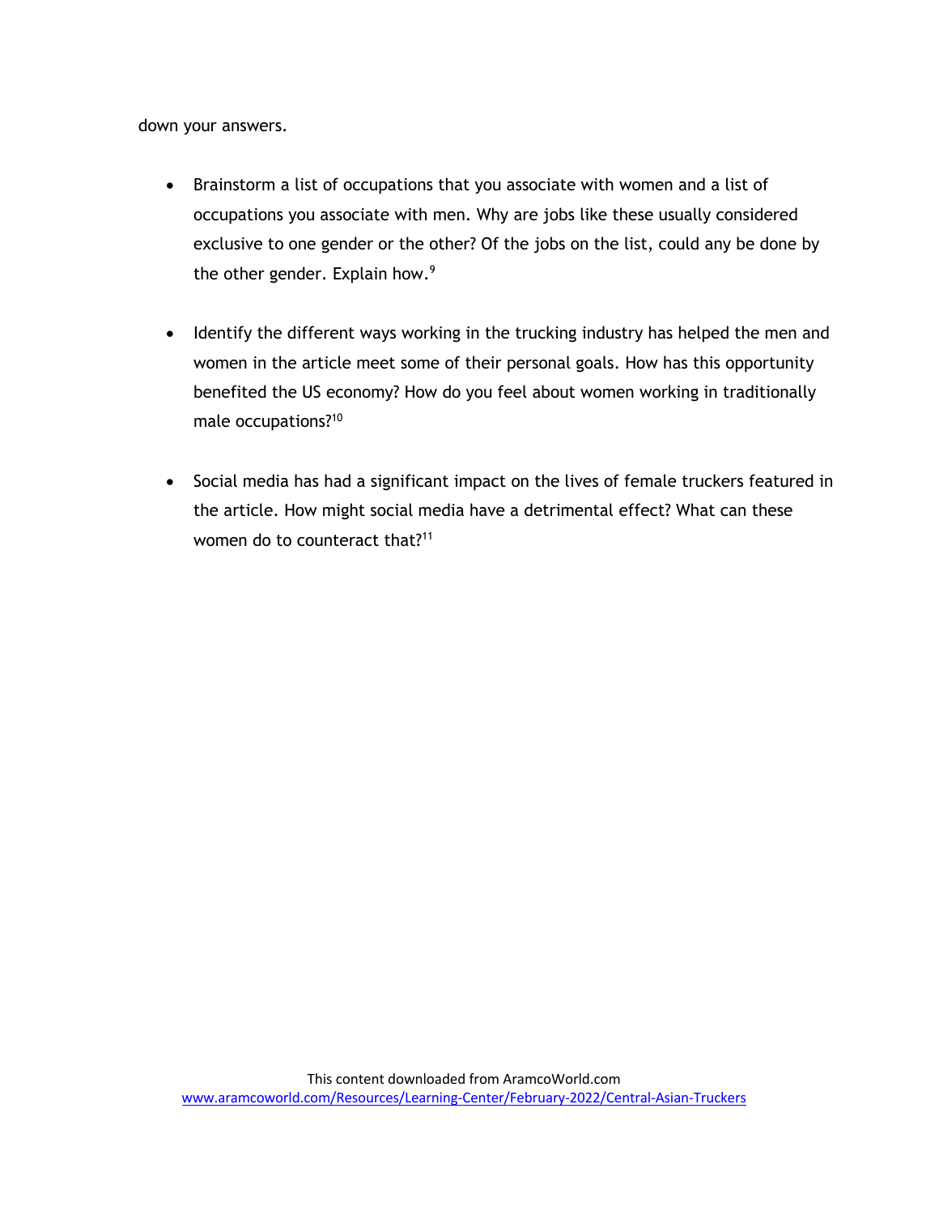down your answers.

- Brainstorm a list of occupations that you associate with women and a list of occupations you associate with men. Why are jobs like these usually considered exclusive to one gender or the other? Of the jobs on the list, could any be done by the other gender. Explain how.[9]

- Identify the different ways working in the trucking industry has helped the men and women in the article meet some of their personal goals. How has this opportunity benefited the US economy? How do you feel about women working in traditionally male occupations?[10]

- Social media has had a significant impact on the lives of female truckers featured in the article. How might social media have a detrimental effect? What can these women do to counteract that?[11]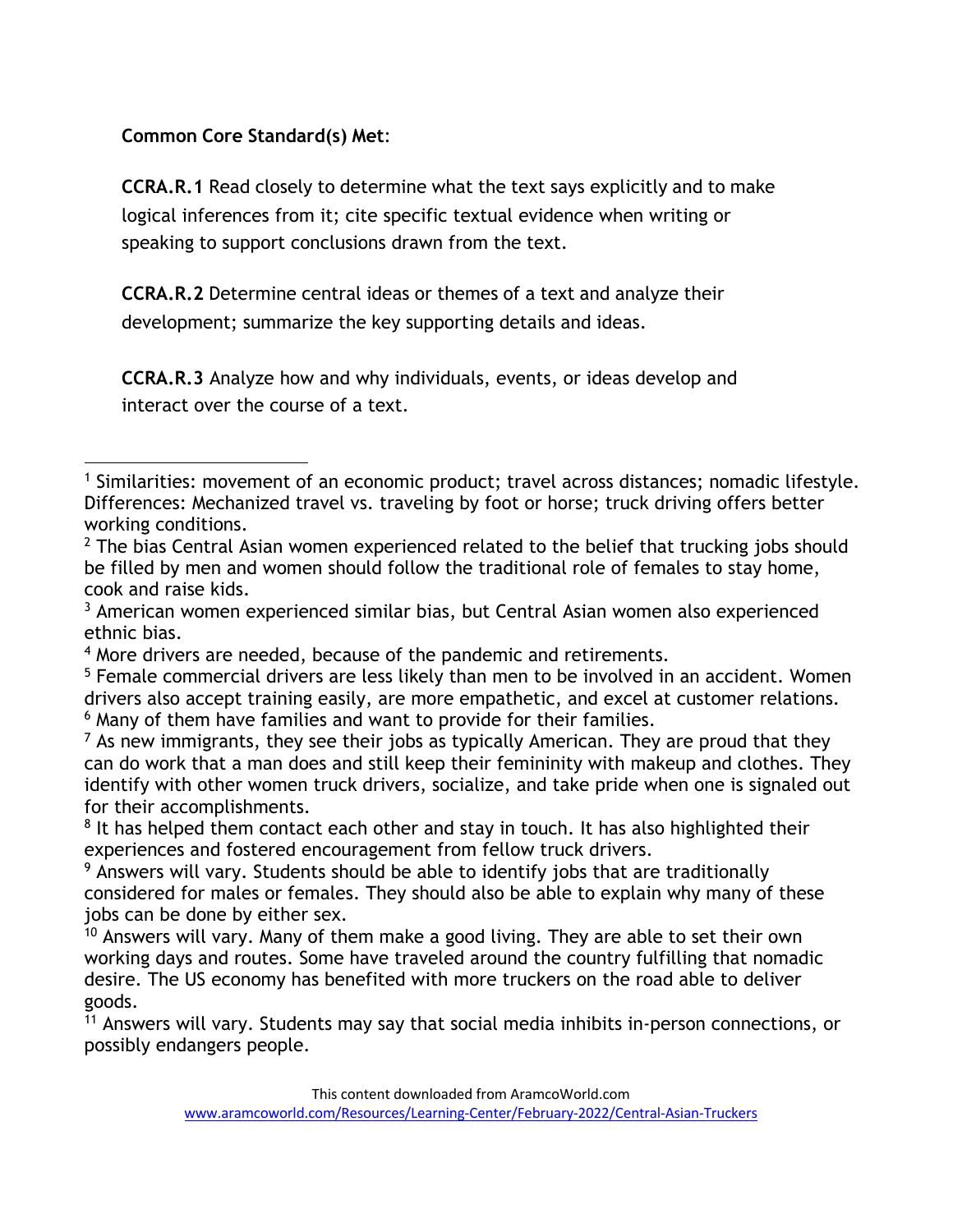**Common Core Standard(s) Met**:

**CCRA.R.1** Read closely to determine what the text says explicitly and to make logical inferences from it; cite specific textual evidence when writing or speaking to support conclusions drawn from the text.

**CCRA.R.2** Determine central ideas or themes of a text and analyze their development; summarize the key supporting details and ideas.

**CCRA.R.3** Analyze how and why individuals, events, or ideas develop and interact over the course of a text.

---

[1] Similarities: movement of an economic product; travel across distances; nomadic lifestyle. Differences: Mechanized travel vs. traveling by foot or horse; truck driving offers better working conditions.

[2] The bias Central Asian women experienced related to the belief that trucking jobs should be filled by men and women should follow the traditional role of females to stay home, cook and raise kids.

[3] American women experienced similar bias, but Central Asian women also experienced ethnic bias.

[4] More drivers are needed, because of the pandemic and retirements.

[5] Female commercial drivers are less likely than men to be involved in an accident. Women drivers also accept training easily, are more empathetic, and excel at customer relations.

[6] Many of them have families and want to provide for their families.

[7] As new immigrants, they see their jobs as typically American. They are proud that they can do work that a man does and still keep their femininity with makeup and clothes. They identify with other women truck drivers, socialize, and take pride when one is signaled out for their accomplishments.

[8] It has helped them contact each other and stay in touch. It has also highlighted their experiences and fostered encouragement from fellow truck drivers.

[9] Answers will vary. Students should be able to identify jobs that are traditionally considered for males or females. They should also be able to explain why many of these jobs can be done by either sex.

[10] Answers will vary. Many of them make a good living. They are able to set their own working days and routes. Some have traveled around the country fulfilling that nomadic desire. The US economy has benefited with more truckers on the road able to deliver goods.

[11] Answers will vary. Students may say that social media inhibits in-person connections, or possibly endangers people.

This content downloaded from AramcoWorld.com
www.aramcoworld.com/Resources/Learning-Center/February-2022/Central-Asian-Truckers